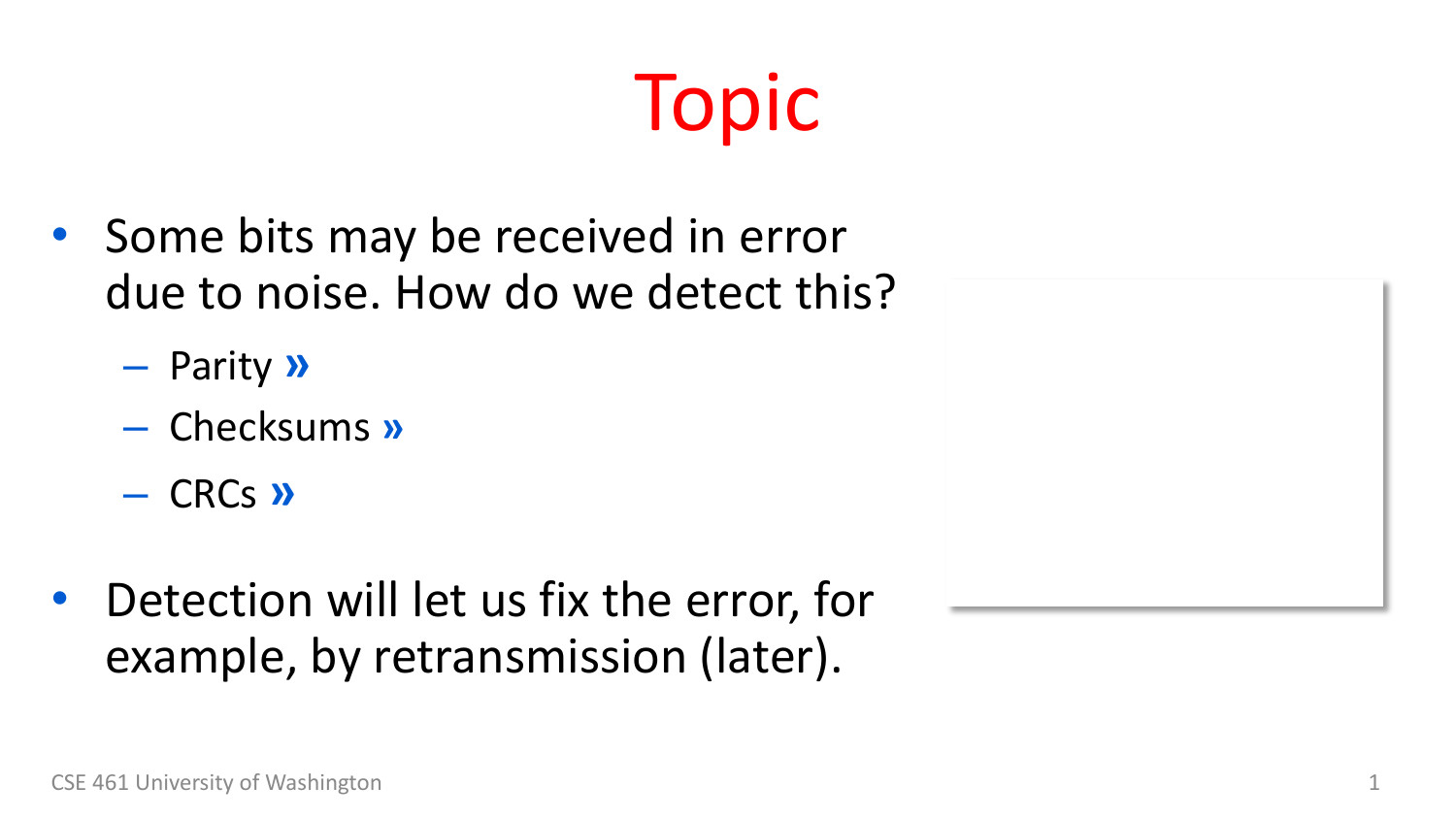# Topic

- Some bits may be received in error due to noise. How do we detect this?
  - Parity »
  - Checksums »
  - CRCs »
- Detection will let us fix the error, for example, by retransmission (later).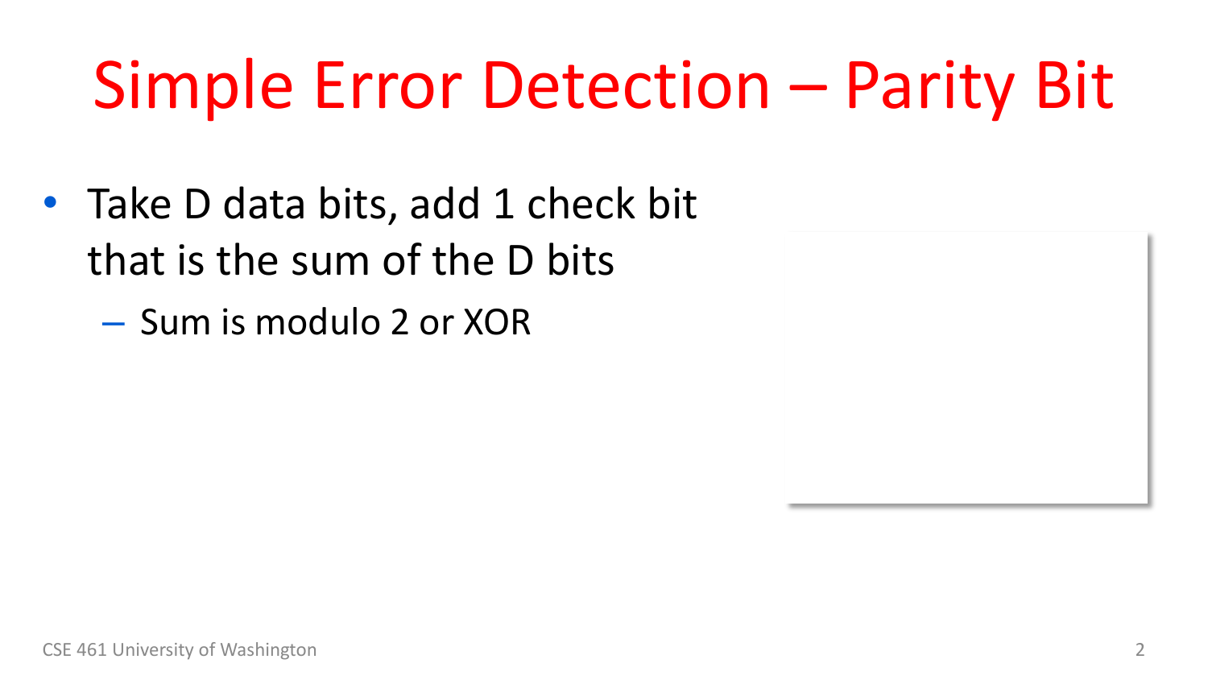# Simple Error Detection – Parity Bit

- Take D data bits, add 1 check bit that is the sum of the D bits
  - Sum is modulo 2 or XOR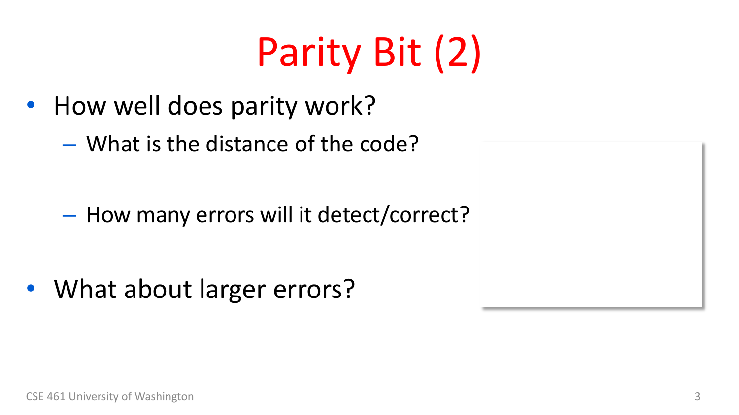# Parity Bit (2)

- How well does parity work?
  - What is the distance of the code?
  - How many errors will it detect/correct?
- What about larger errors?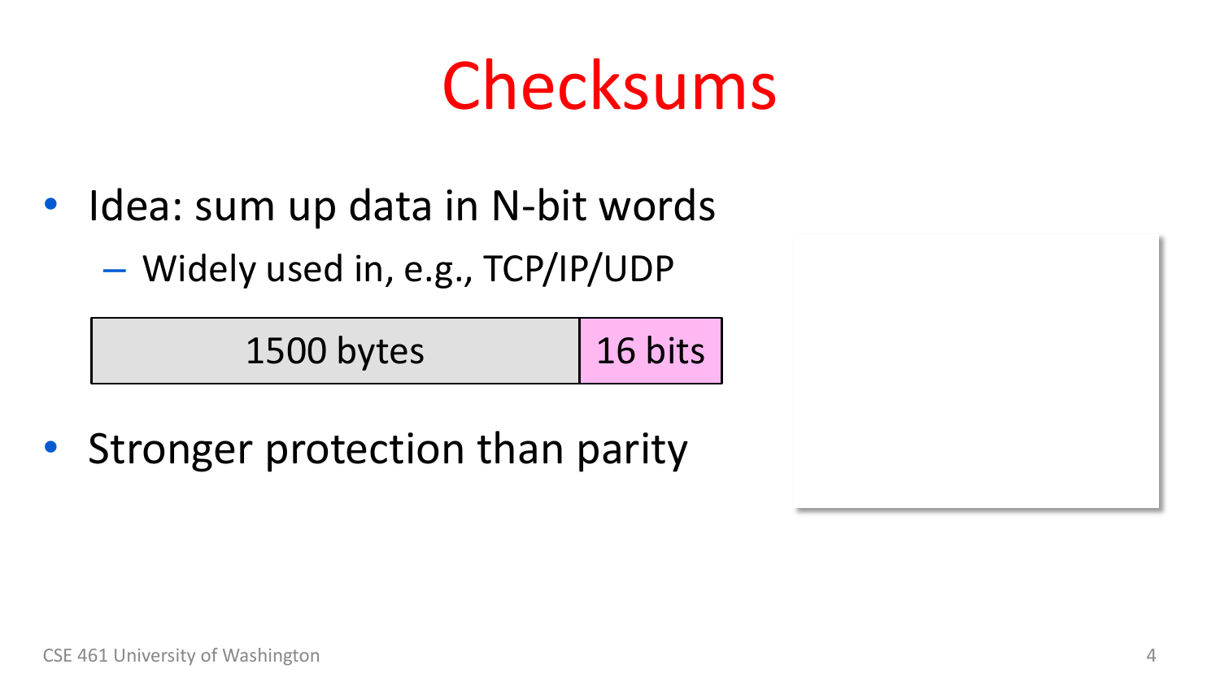# Checksums

- Idea: sum up data in N-bit words
  - Widely used in, e.g., TCP/IP/UDP

| 1500 bytes | 16 bits |
| --- | --- |

- Stronger protection than parity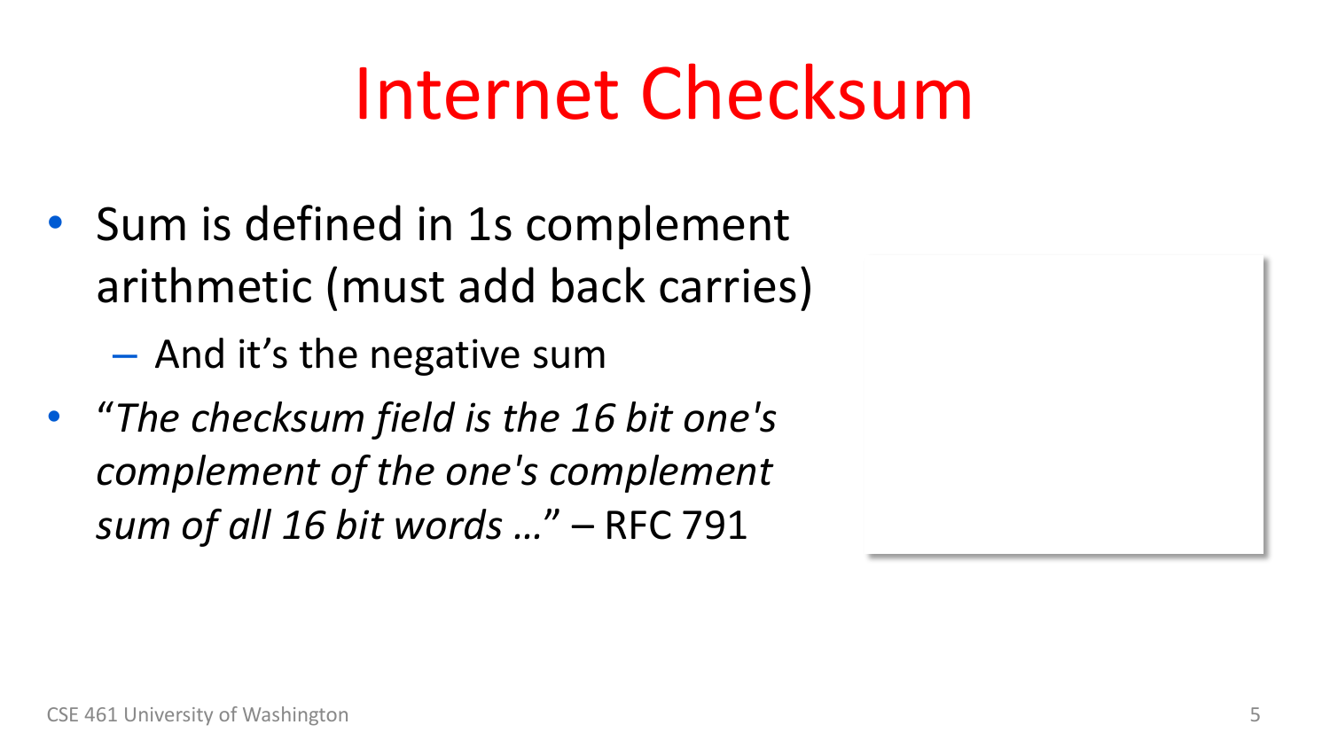# Internet Checksum

- Sum is defined in 1s complement arithmetic (must add back carries)
  - And it's the negative sum
- "*The checksum field is the 16 bit one's complement of the one's complement sum of all 16 bit words …*" – RFC 791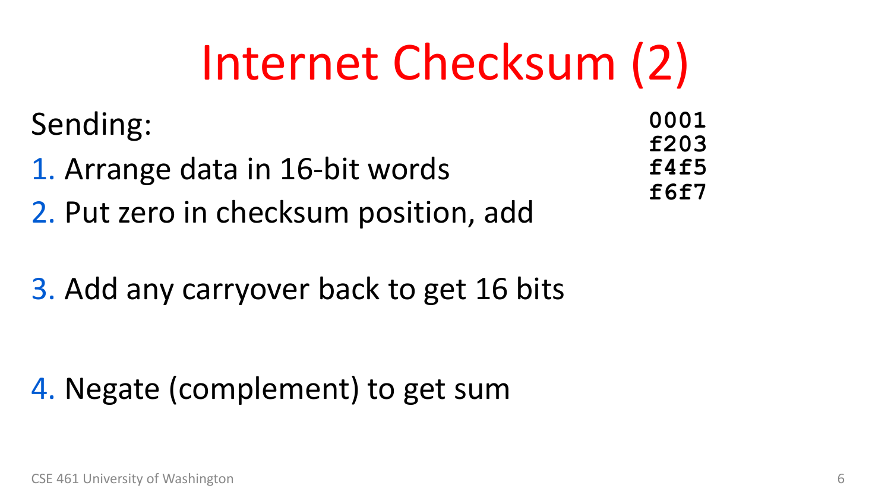# Internet Checksum (2)

Sending:

1. Arrange data in 16-bit words
2. Put zero in checksum position, add
3. Add any carryover back to get 16 bits
4. Negate (complement) to get sum

```
0001
f203
f4f5
f6f7
```

CSE 461 University of Washington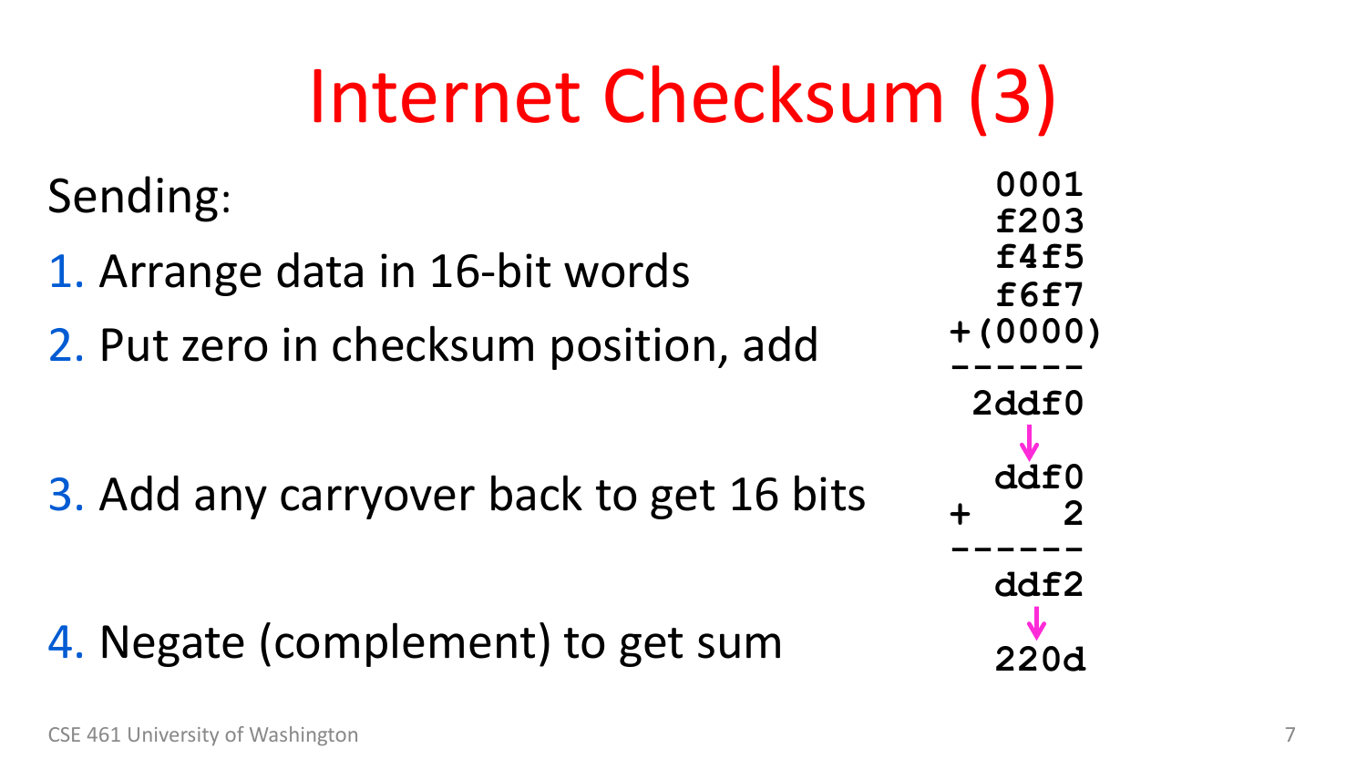# Internet Checksum (3)

Sending:

1. Arrange data in 16-bit words
2. Put zero in checksum position, add
3. Add any carryover back to get 16 bits
4. Negate (complement) to get sum

```
  0001
  f203
  f4f5
  f6f7
+(0000)
------
 2ddf0
   ↓
  ddf0
+    2
------
  ddf2
   ↓
  220d
```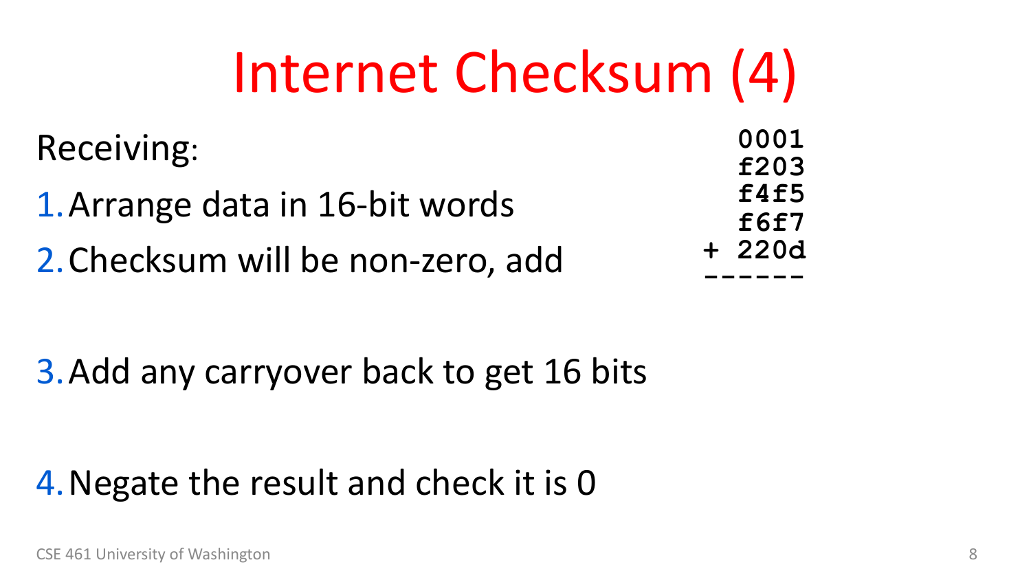# Internet Checksum (4)

Receiving:

1. Arrange data in 16-bit words
2. Checksum will be non-zero, add

```
    0001
    f203
    f4f5
    f6f7
  + 220d
  ------
```

3. Add any carryover back to get 16 bits

4. Negate the result and check it is 0

CSE 461 University of Washington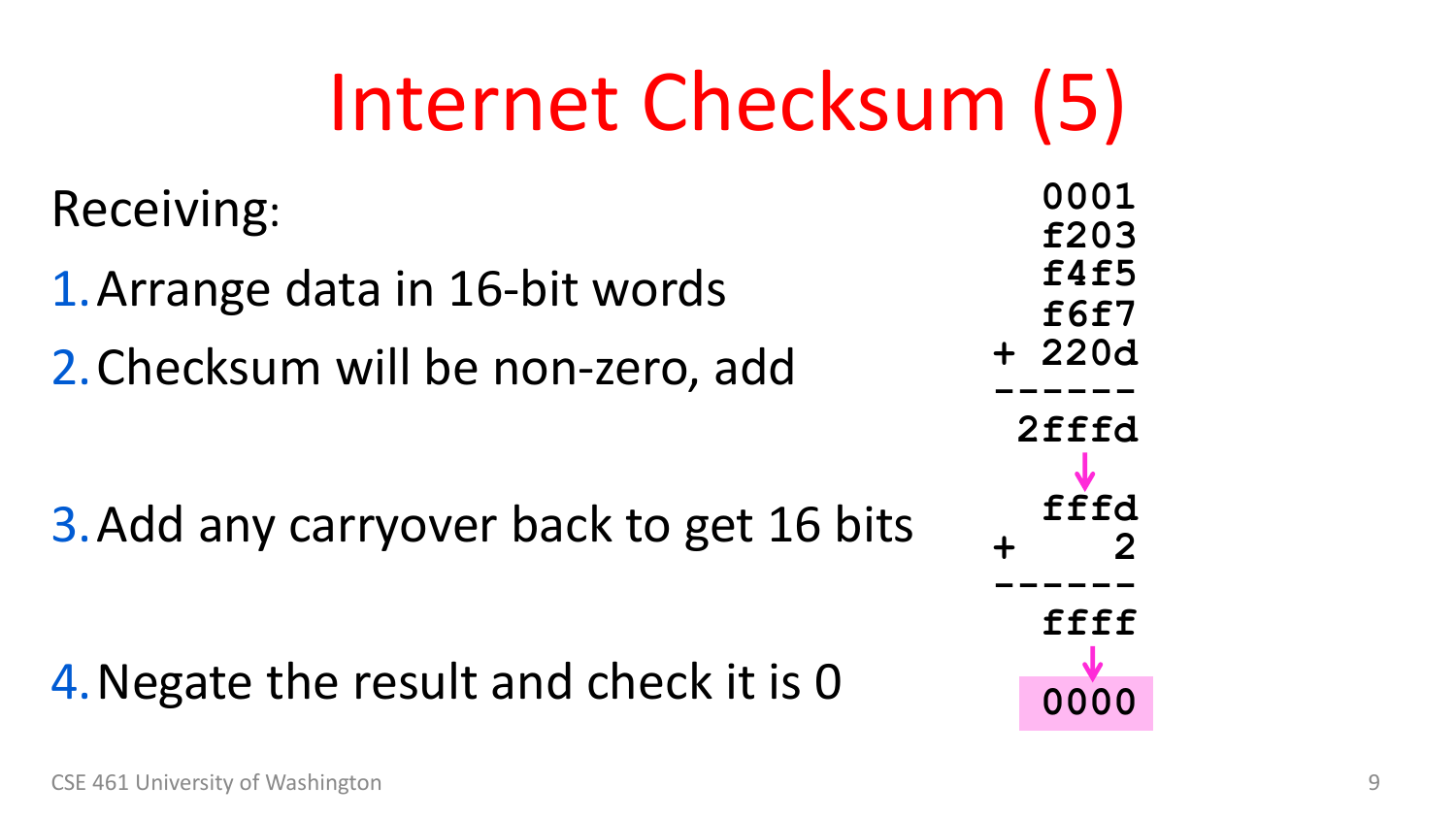# Internet Checksum (5)

Receiving:

1. Arrange data in 16-bit words
2. Checksum will be non-zero, add
3. Add any carryover back to get 16 bits
4. Negate the result and check it is 0

```
  0001
  f203
  f4f5
  f6f7
+ 220d
------
 2fffd
   ↓
  fffd
+    2
------
  ffff
   ↓
  0000
```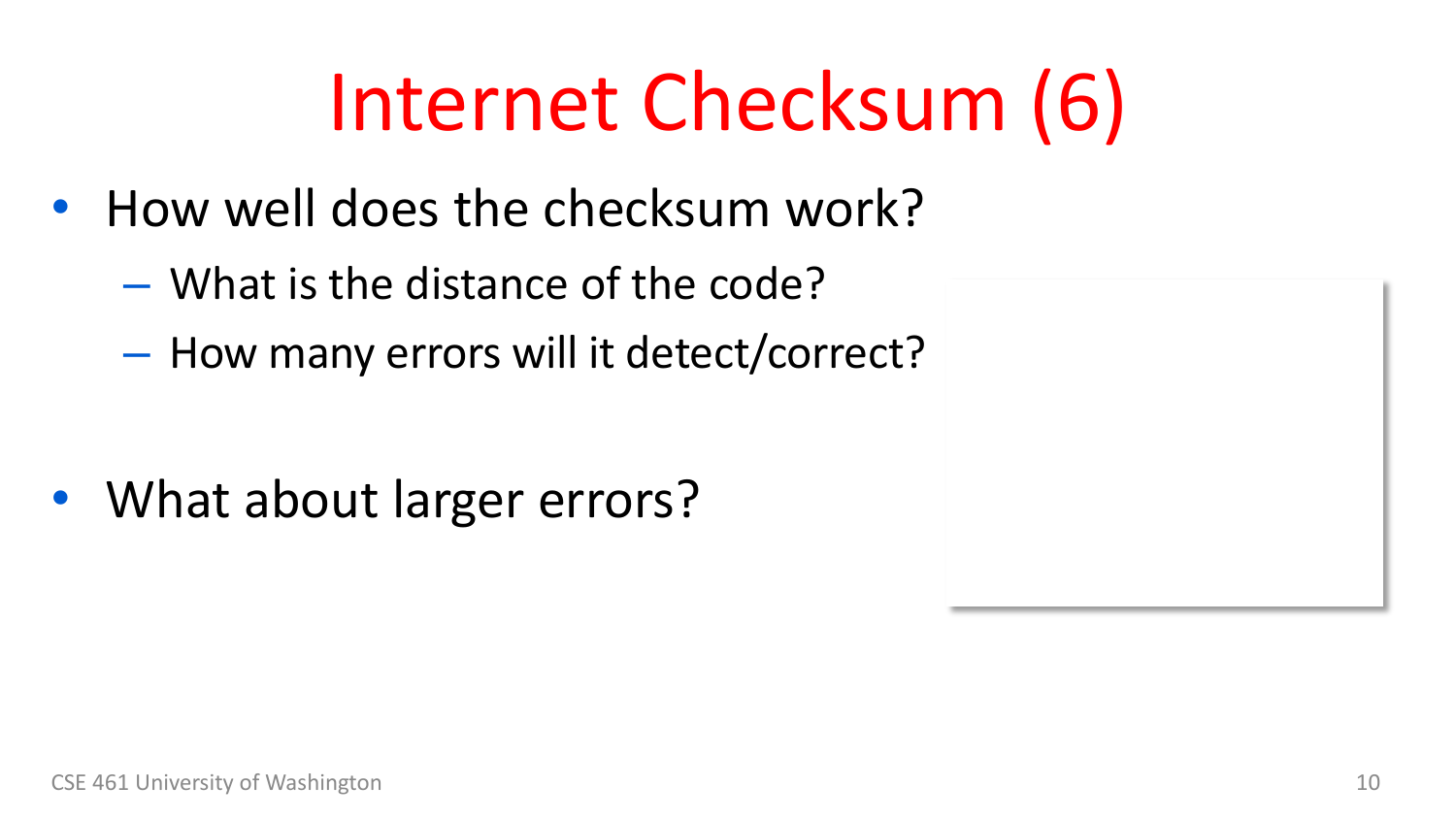# Internet Checksum (6)

- How well does the checksum work?
  - What is the distance of the code?
  - How many errors will it detect/correct?

- What about larger errors?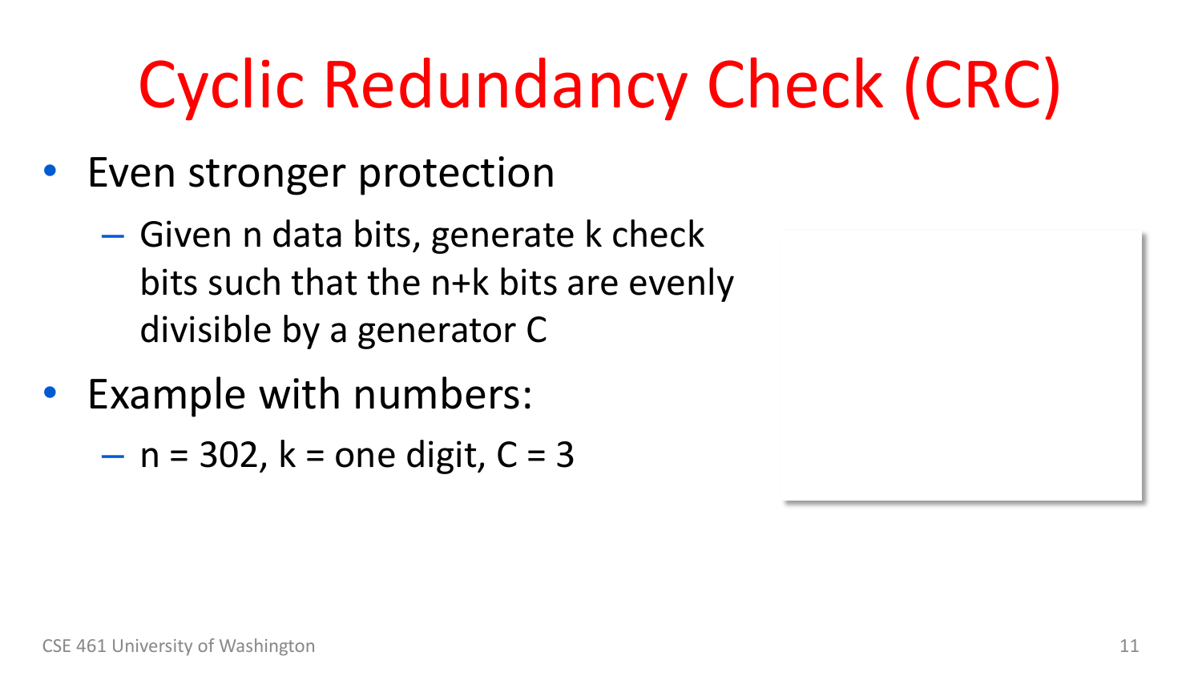# Cyclic Redundancy Check (CRC)

- Even stronger protection
  - Given n data bits, generate k check bits such that the n+k bits are evenly divisible by a generator C
- Example with numbers:
  - n = 302, k = one digit, C = 3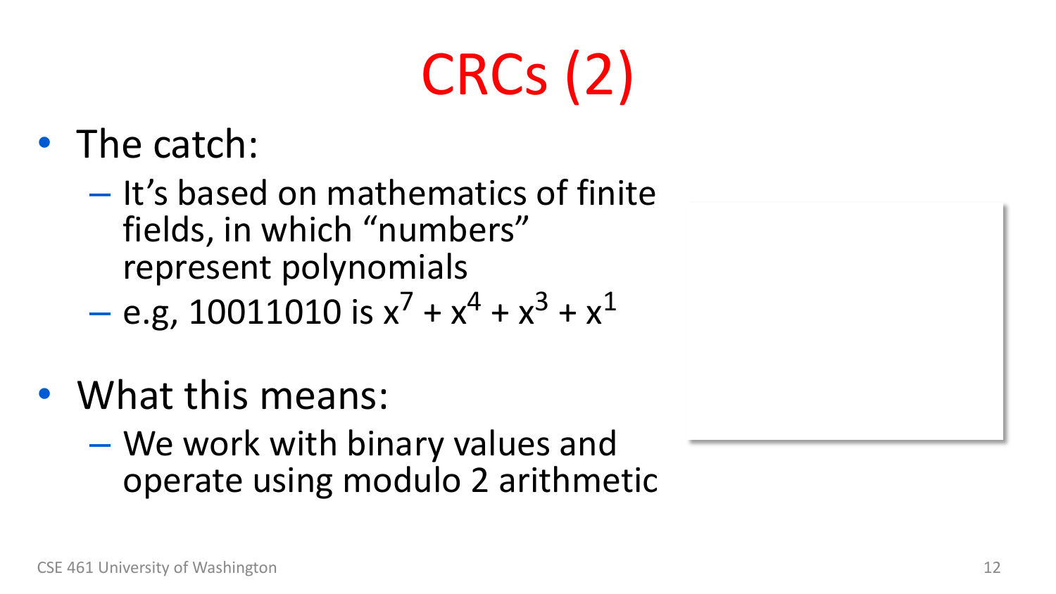# CRCs (2)

- The catch:
  - It's based on mathematics of finite fields, in which "numbers" represent polynomials
  - e.g, 10011010 is $x^7 + x^4 + x^3 + x^1$

- What this means:
  - We work with binary values and operate using modulo 2 arithmetic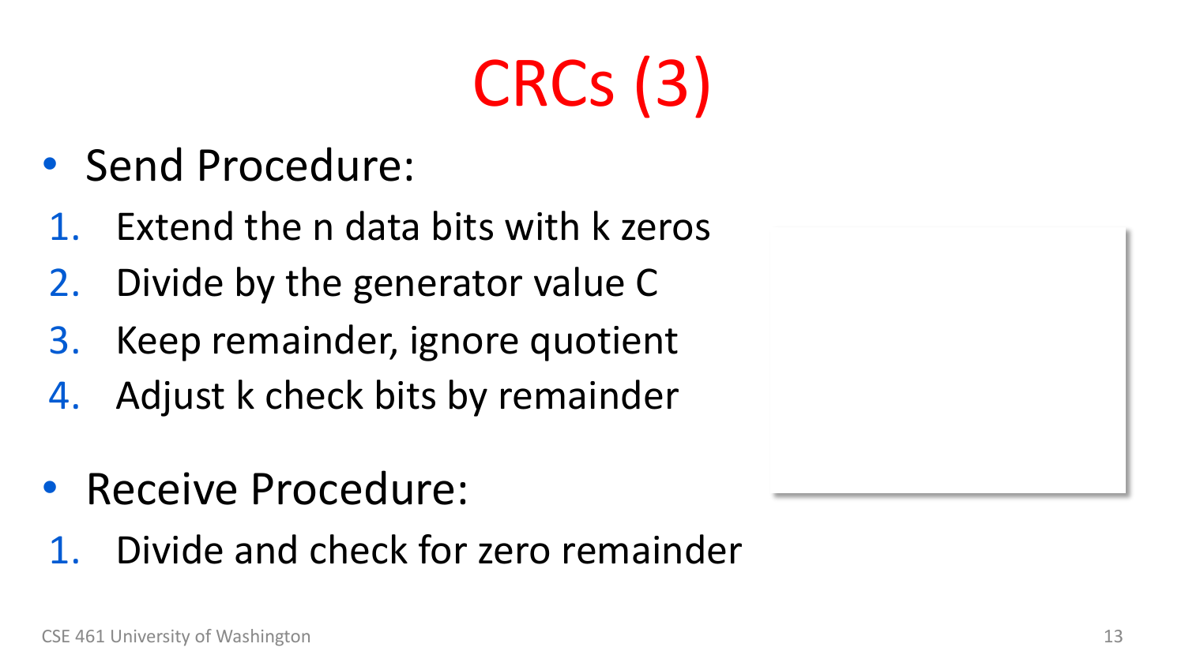# CRCs (3)

- Send Procedure:

1. Extend the n data bits with k zeros
2. Divide by the generator value C
3. Keep remainder, ignore quotient
4. Adjust k check bits by remainder

- Receive Procedure:

1. Divide and check for zero remainder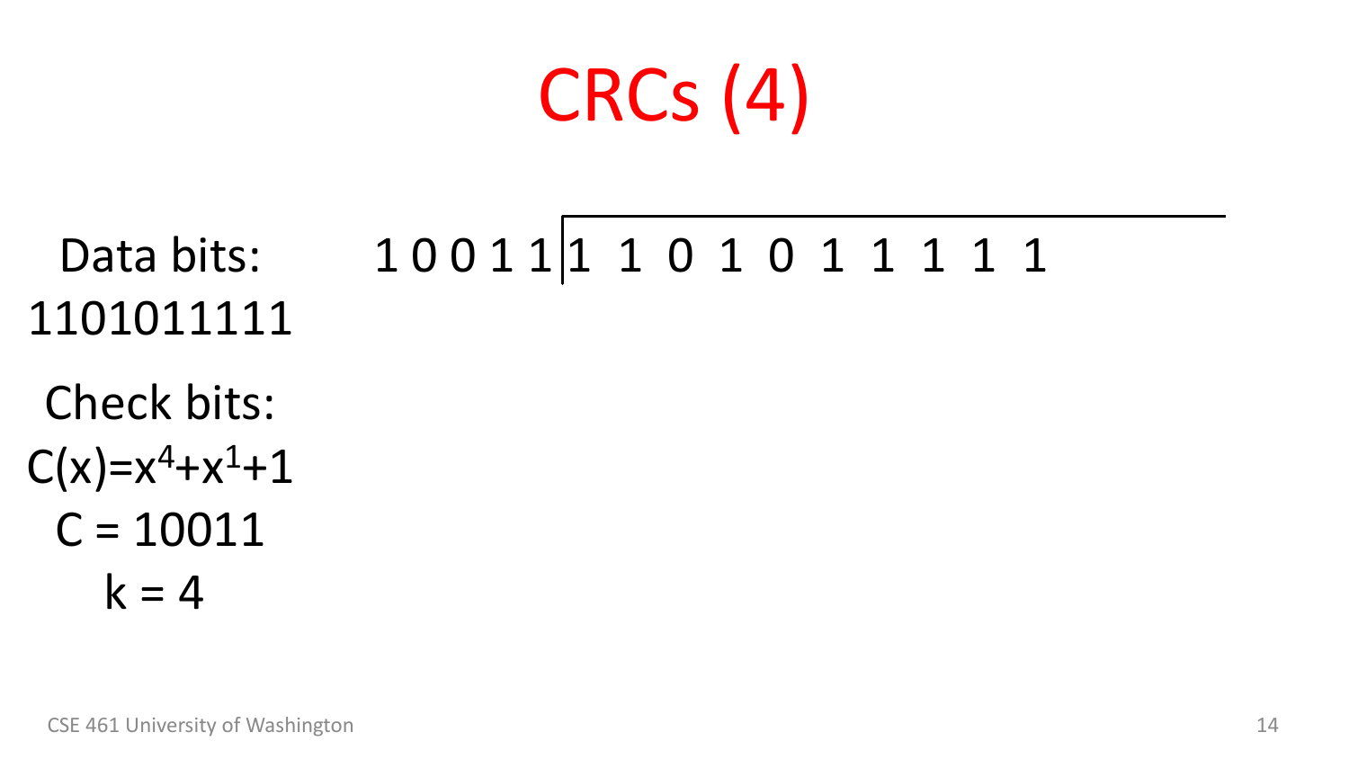# CRCs (4)

Data bits:
1101011111

Check bits:
$C(x)=x^4+x^1+1$
C = 10011
k = 4

```
1 0 0 1 1 | 1  1  0  1  0  1  1  1  1  1
```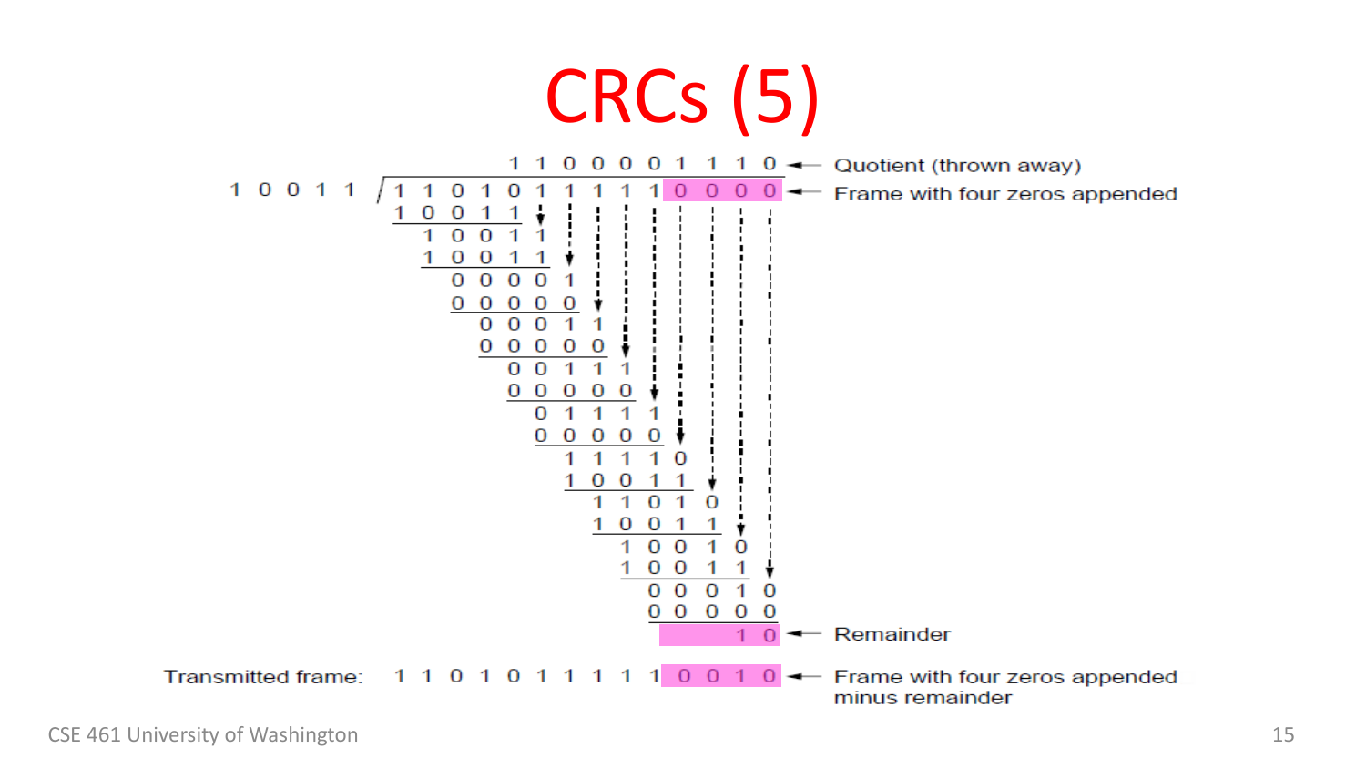# CRCs (5)

```
                    1 1 0 0 0 0 1 1 1 0   ← Quotient (thrown away)
1 0 0 1 1 ) 1 1 0 1 0 1 1 1 1 1 0 0 0 0   ← Frame with four zeros appended
            1 0 0 1 1
              1 0 0 1 1
              1 0 0 1 1
                0 0 0 0 1
                0 0 0 0 0
                  0 0 0 1 1
                  0 0 0 0 0
                    0 0 1 1 1
                    0 0 0 0 0
                      0 1 1 1 1
                      0 0 0 0 0
                        1 1 1 1 0
                        1 0 0 1 1
                          1 1 0 1 0
                          1 0 0 1 1
                            1 0 0 1 0
                            1 0 0 1 1
                              0 0 0 1 0
                              0 0 0 0 0
                                    1 0   ← Remainder

Transmitted frame:  1 1 0 1 0 1 1 1 1 1 0 0 1 0   ← Frame with four zeros appended
                                                    minus remainder
```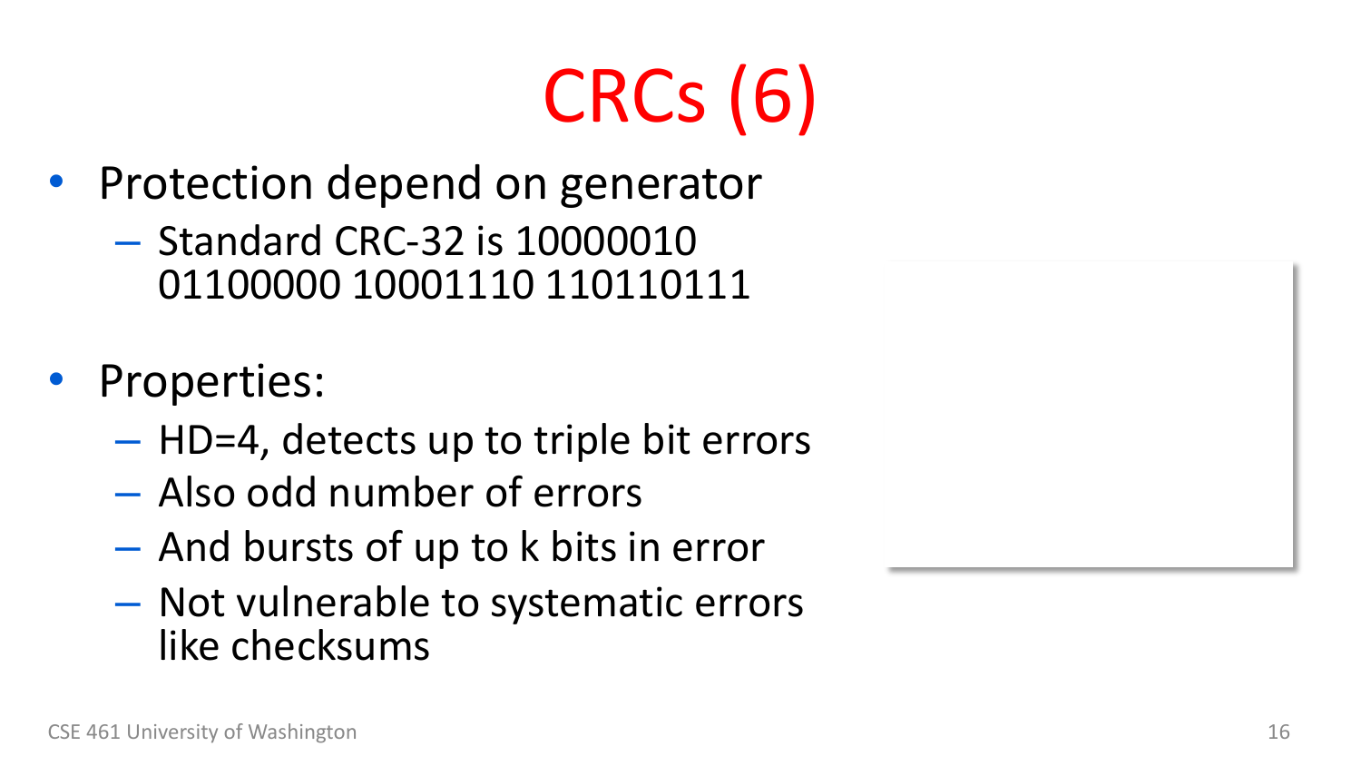# CRCs (6)

- Protection depend on generator
  - Standard CRC-32 is 10000010 01100000 10001110 110110111

- Properties:
  - HD=4, detects up to triple bit errors
  - Also odd number of errors
  - And bursts of up to k bits in error
  - Not vulnerable to systematic errors like checksums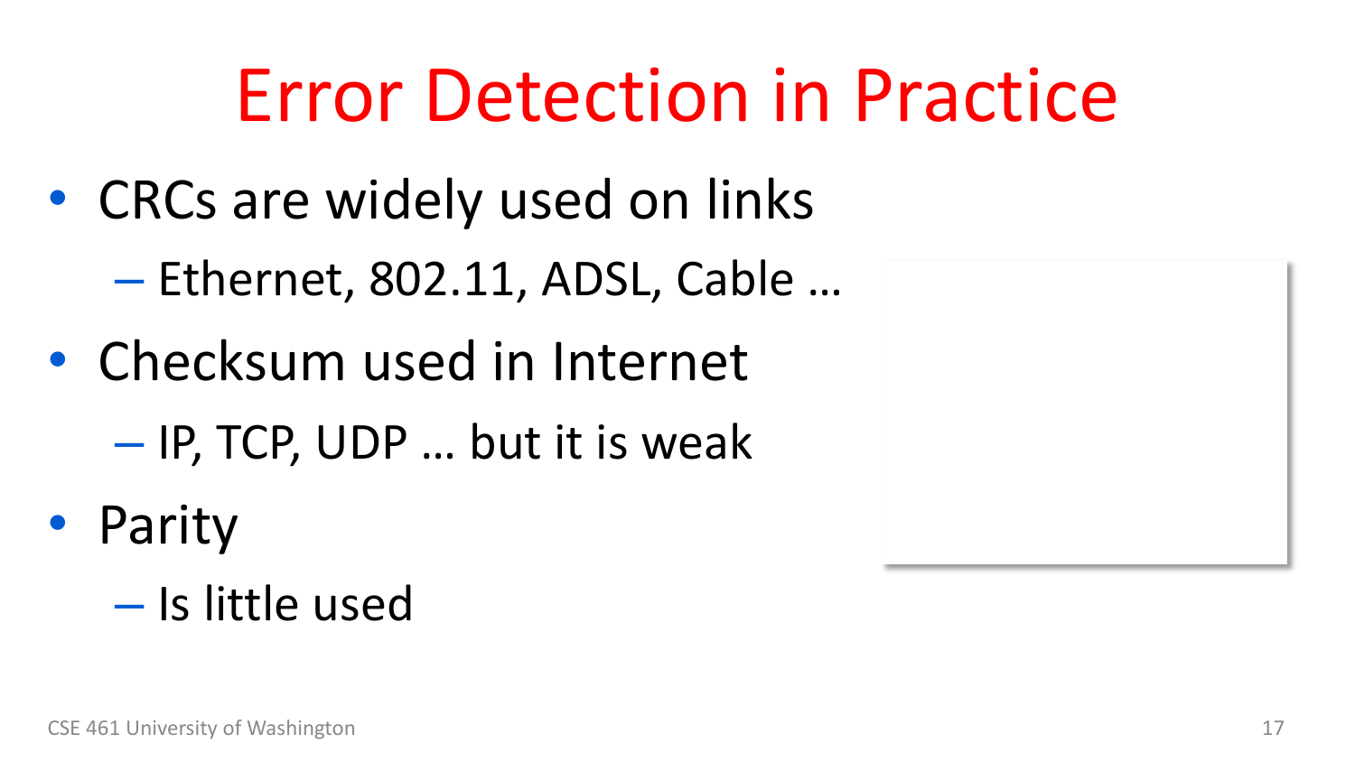# Error Detection in Practice

- CRCs are widely used on links
  - Ethernet, 802.11, ADSL, Cable …
- Checksum used in Internet
  - IP, TCP, UDP … but it is weak
- Parity
  - Is little used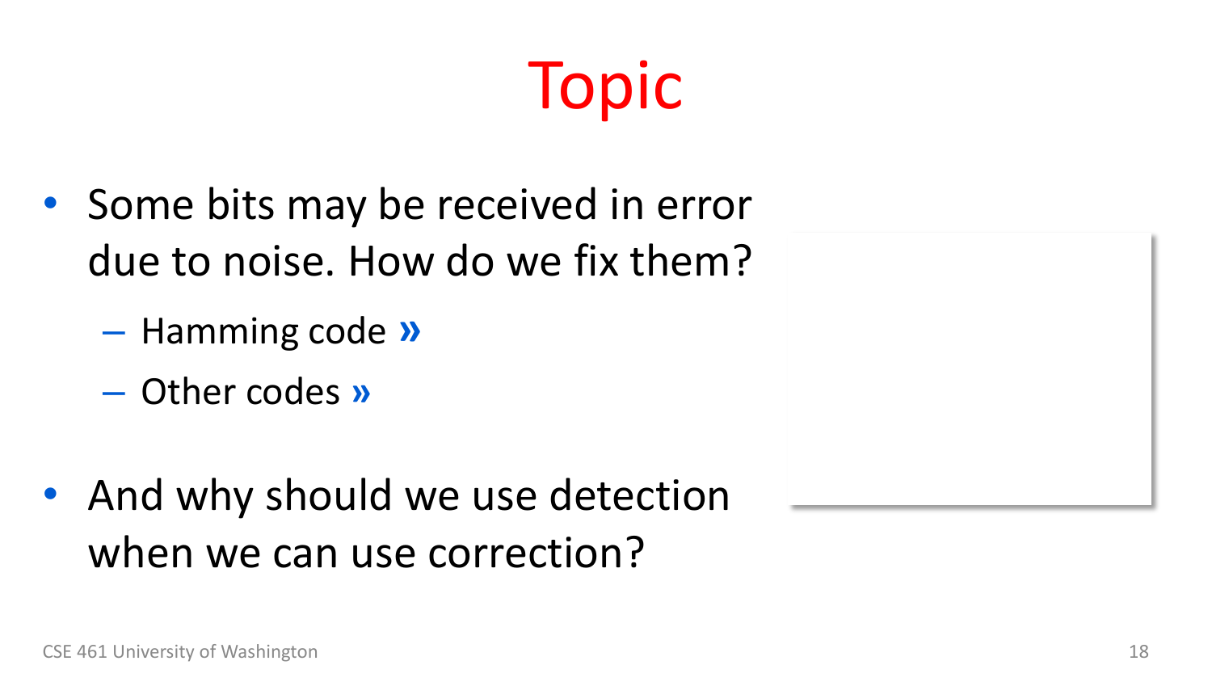# Topic

- Some bits may be received in error due to noise. How do we fix them?
  - Hamming code »
  - Other codes »

- And why should we use detection when we can use correction?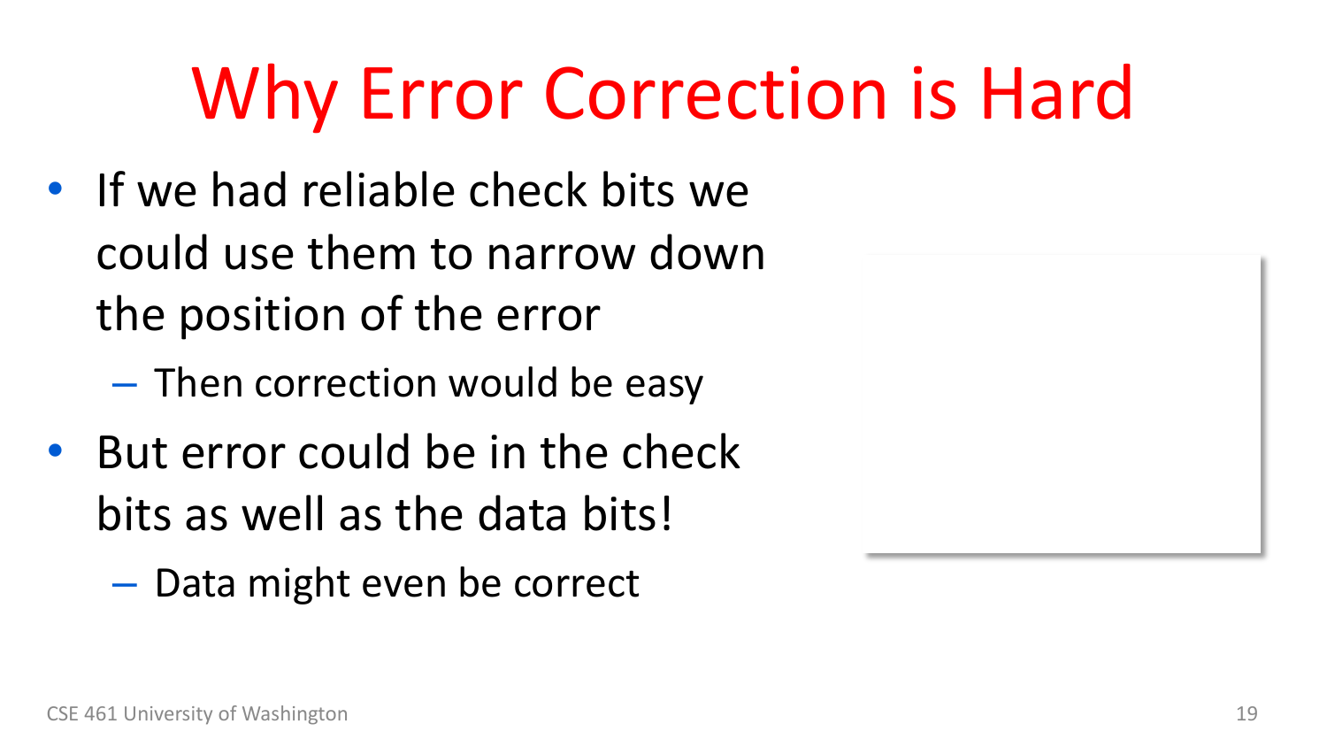# Why Error Correction is Hard

- If we had reliable check bits we could use them to narrow down the position of the error
  - Then correction would be easy
- But error could be in the check bits as well as the data bits!
  - Data might even be correct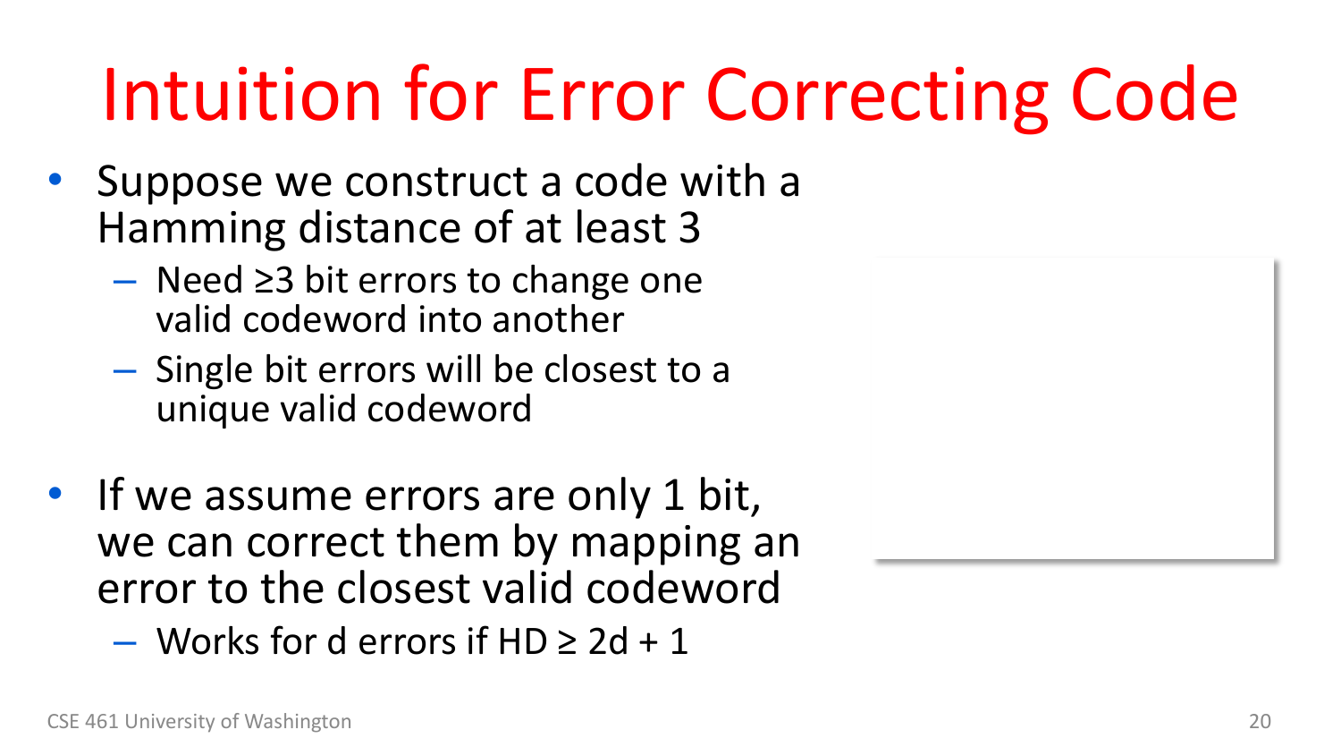# Intuition for Error Correcting Code

- Suppose we construct a code with a Hamming distance of at least 3
  - Need ≥3 bit errors to change one valid codeword into another
  - Single bit errors will be closest to a unique valid codeword
- If we assume errors are only 1 bit, we can correct them by mapping an error to the closest valid codeword
  - Works for d errors if HD $\geq 2d + 1$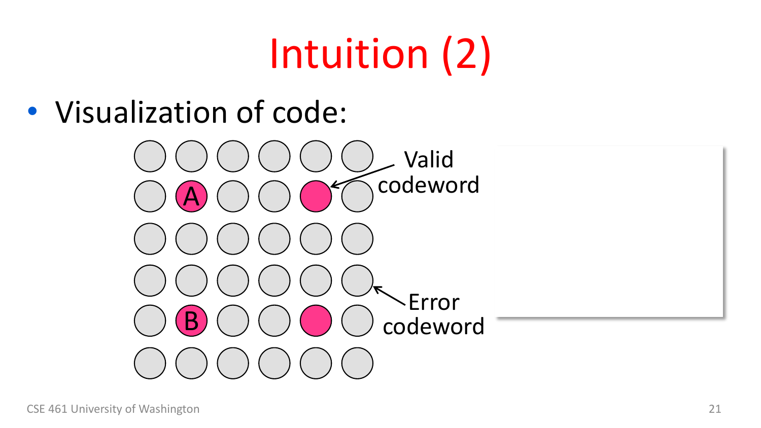# Intuition (2)

- Visualization of code:

Valid codeword

Error codeword

A

B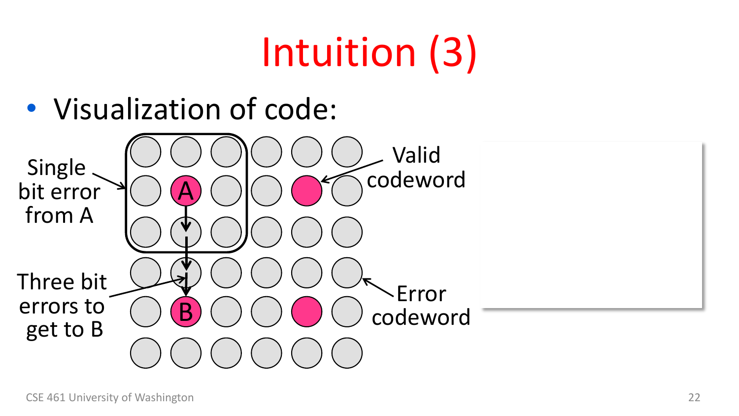# Intuition (3)

- Visualization of code:

Single bit error from A

A

B

Three bit errors to get to B

Valid codeword

Error codeword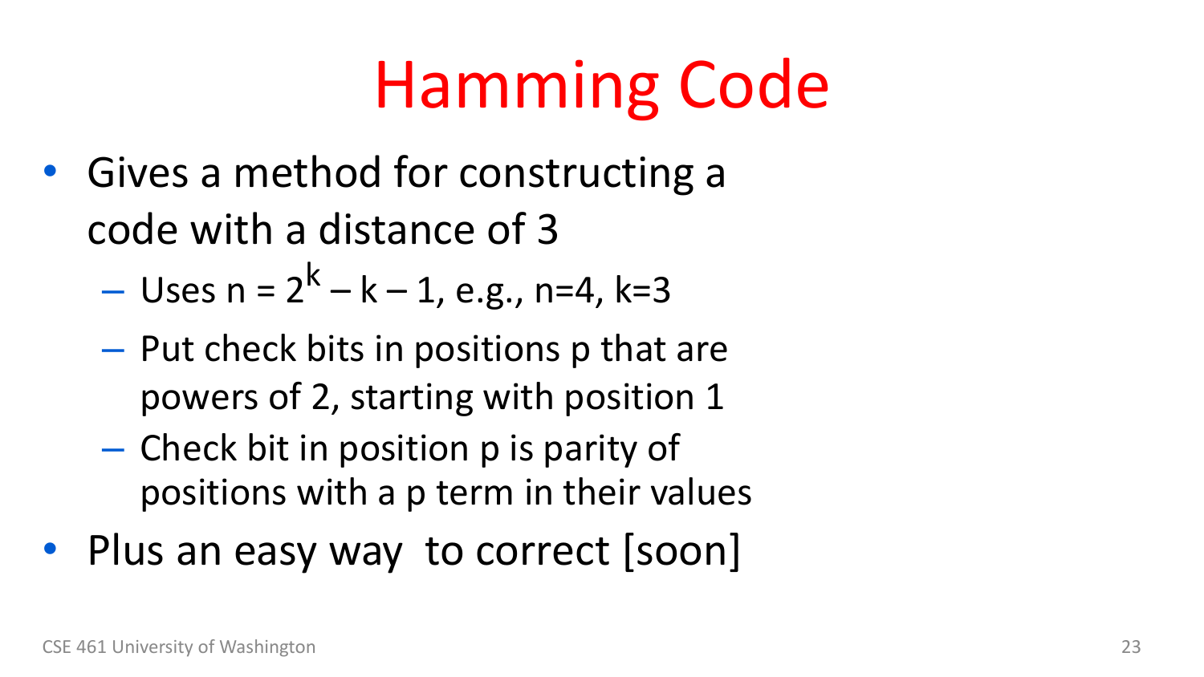# Hamming Code

- Gives a method for constructing a code with a distance of 3
  - Uses $n = 2^k - k - 1$, e.g., n=4, k=3
  - Put check bits in positions p that are powers of 2, starting with position 1
  - Check bit in position p is parity of positions with a p term in their values
- Plus an easy way to correct [soon]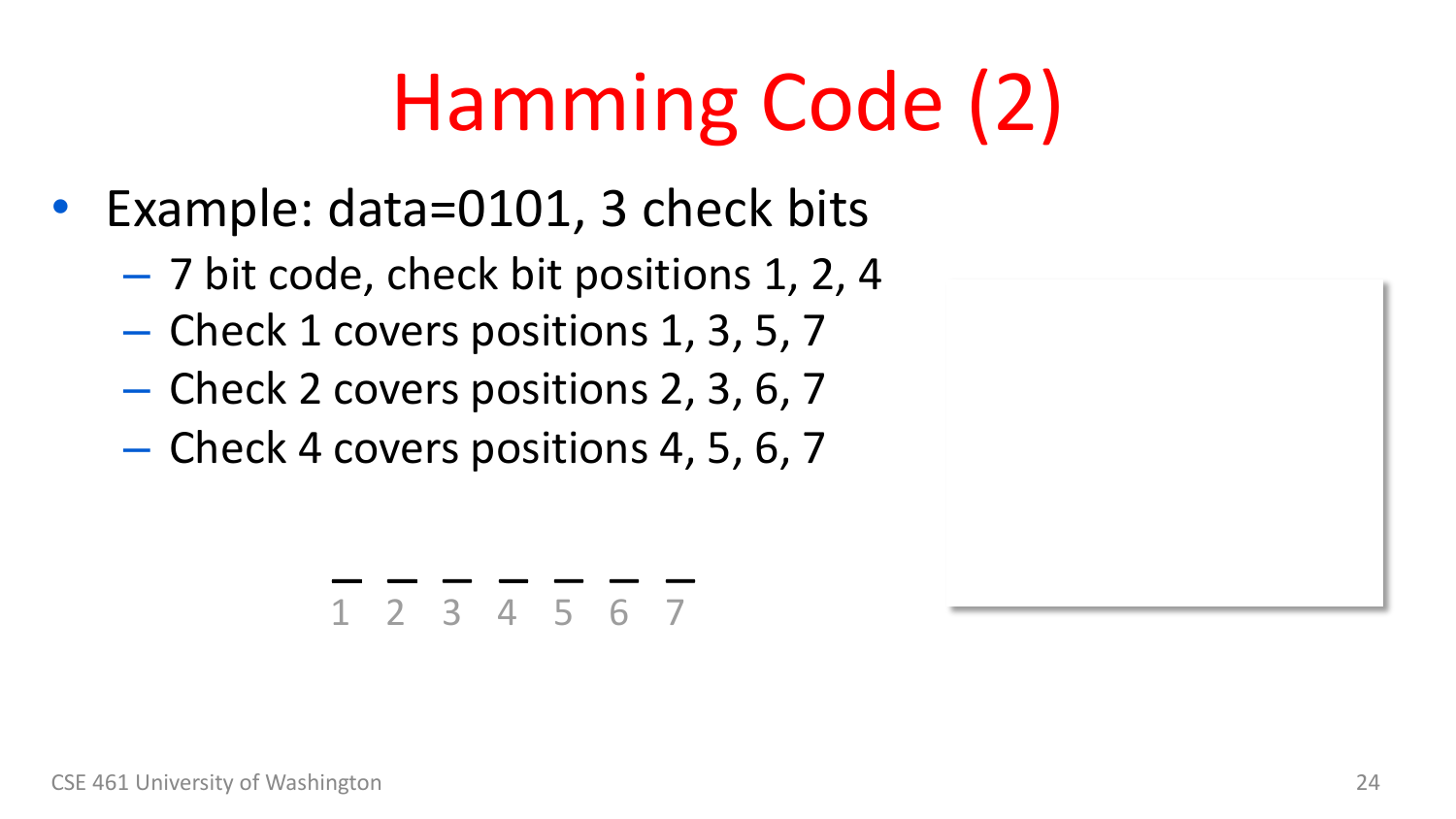# Hamming Code (2)

- Example: data=0101, 3 check bits
  - 7 bit code, check bit positions 1, 2, 4
  - Check 1 covers positions 1, 3, 5, 7
  - Check 2 covers positions 2, 3, 6, 7
  - Check 4 covers positions 4, 5, 6, 7

\_ \_ \_ \_ \_ \_ \_
1 2 3 4 5 6 7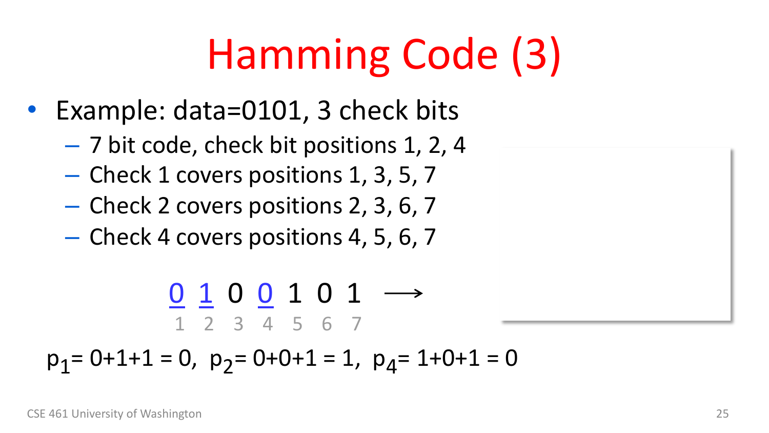# Hamming Code (3)

- Example: data=0101, 3 check bits
  - 7 bit code, check bit positions 1, 2, 4
  - Check 1 covers positions 1, 3, 5, 7
  - Check 2 covers positions 2, 3, 6, 7
  - Check 4 covers positions 4, 5, 6, 7

<u>0</u> <u>1</u> 0 <u>0</u> 1 0 1 ⟶

1 2 3 4 5 6 7

$p_1$= 0+1+1 = 0,  $p_2$= 0+0+1 = 1,  $p_4$= 1+0+1 = 0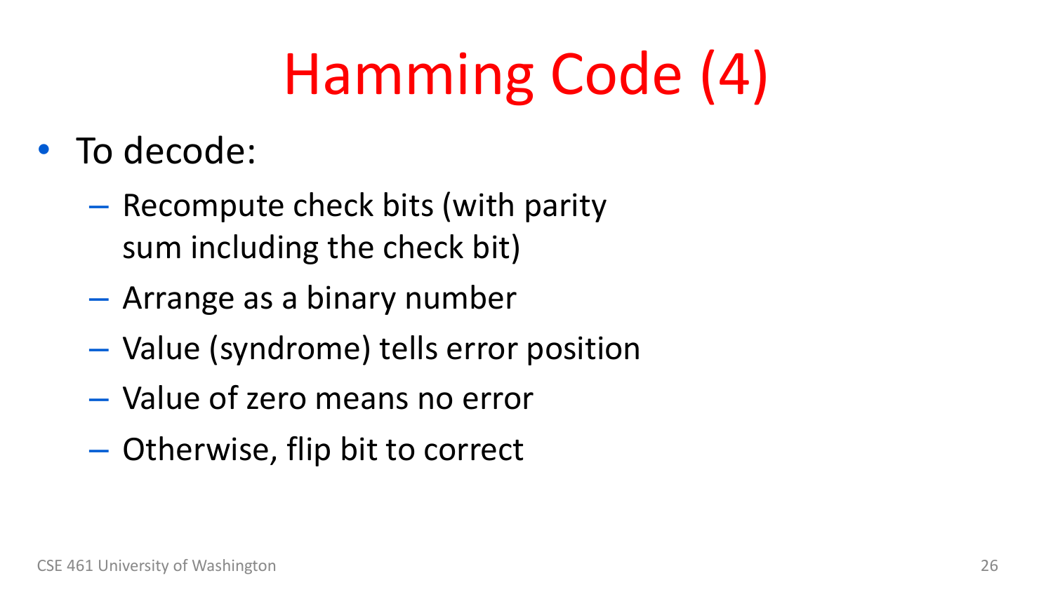# Hamming Code (4)

- To decode:
  - Recompute check bits (with parity sum including the check bit)
  - Arrange as a binary number
  - Value (syndrome) tells error position
  - Value of zero means no error
  - Otherwise, flip bit to correct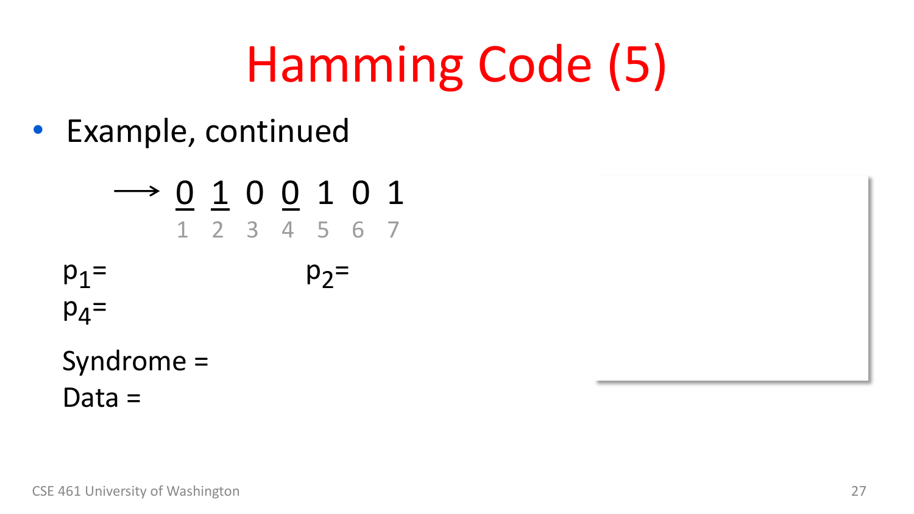# Hamming Code (5)

- Example, continued

$\longrightarrow$ $\underline{0}$ $\underline{1}$ 0 $\underline{0}$ 1 0 1

1 2 3 4 5 6 7

$p_1$= $p_2$=

$p_4$=

Syndrome =

Data =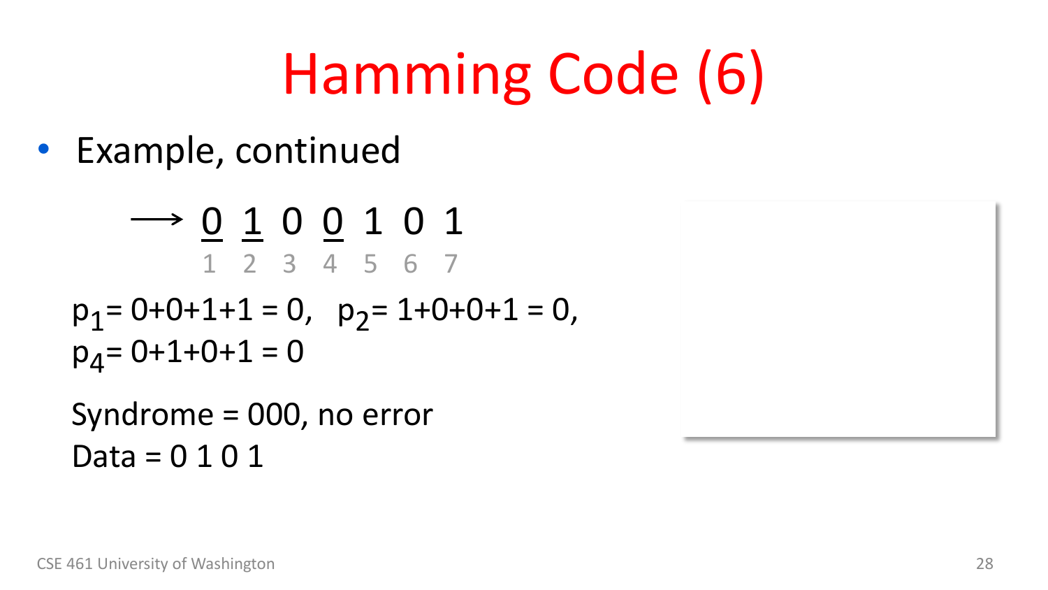# Hamming Code (6)

- Example, continued

$$\longrightarrow \underline{0}\ \underline{1}\ 0\ \underline{0}\ 1\ 0\ 1$$

1 2 3 4 5 6 7

$p_1$= 0+0+1+1 = 0,  $p_2$= 1+0+0+1 = 0,
$p_4$= 0+1+0+1 = 0

Syndrome = 000, no error
Data = 0 1 0 1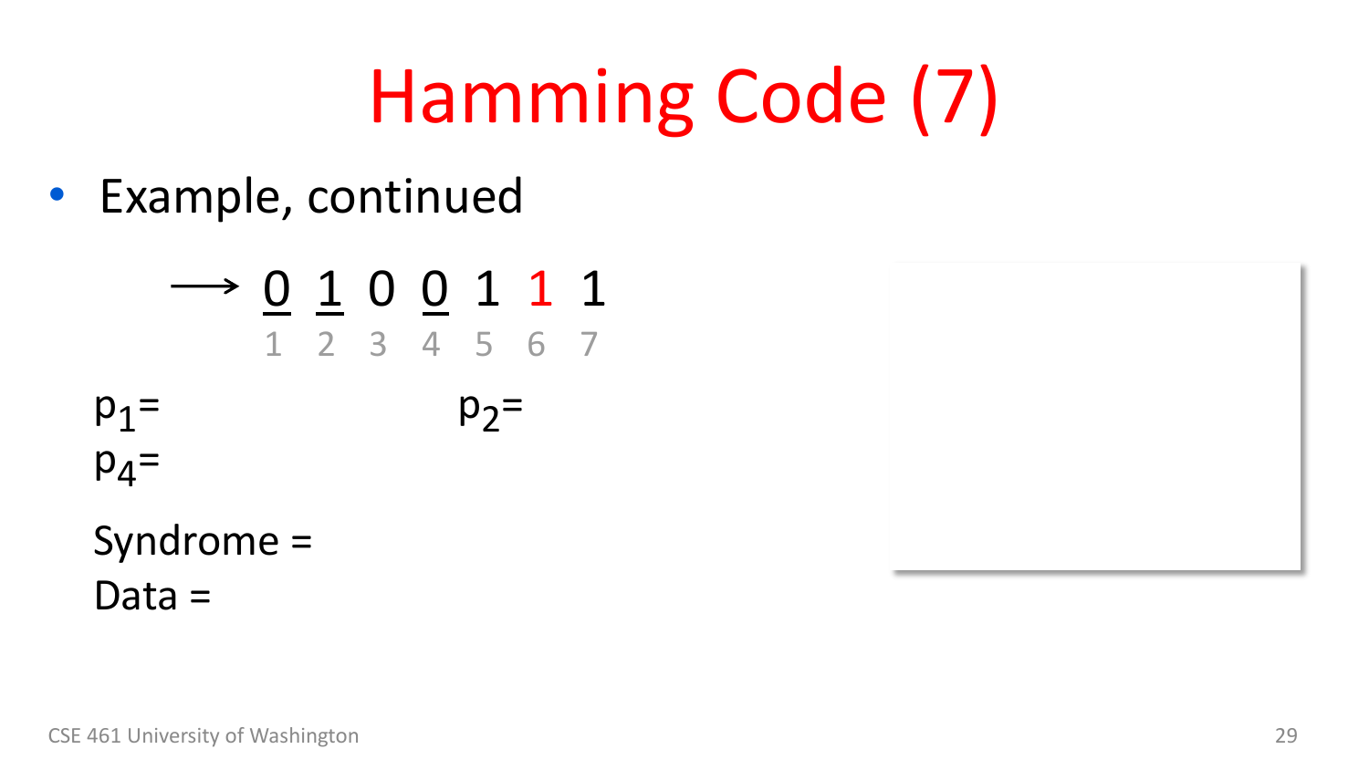# Hamming Code (7)

- Example, continued

$$\longrightarrow \underline{0}\ \underline{1}\ 0\ \underline{0}\ 1\ 1\ 1$$

| 1 | 2 | 3 | 4 | 5 | 6 | 7 |
|---|---|---|---|---|---|---|
| $\underline{0}$ | $\underline{1}$ | 0 | $\underline{0}$ | 1 | 1 | 1 |

$p_1$=

$p_2$=

$p_4$=

Syndrome =

Data =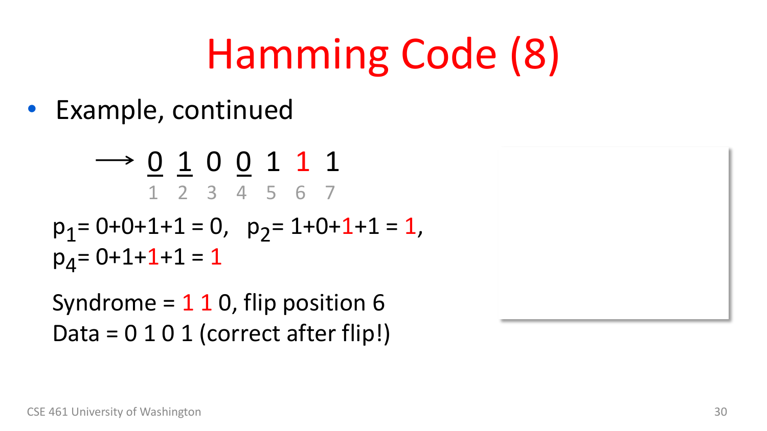# Hamming Code (8)

- Example, continued

$\longrightarrow$ $\underline{0}$ $\underline{1}$ 0 $\underline{0}$ 1 1 1

1 2 3 4 5 6 7

$p_1 = 0+0+1+1 = 0$, $p_2 = 1+0+1+1 = 1$,
$p_4 = 0+1+1+1 = 1$

Syndrome = 1 1 0, flip position 6
Data = 0 1 0 1 (correct after flip!)

CSE 461 University of Washington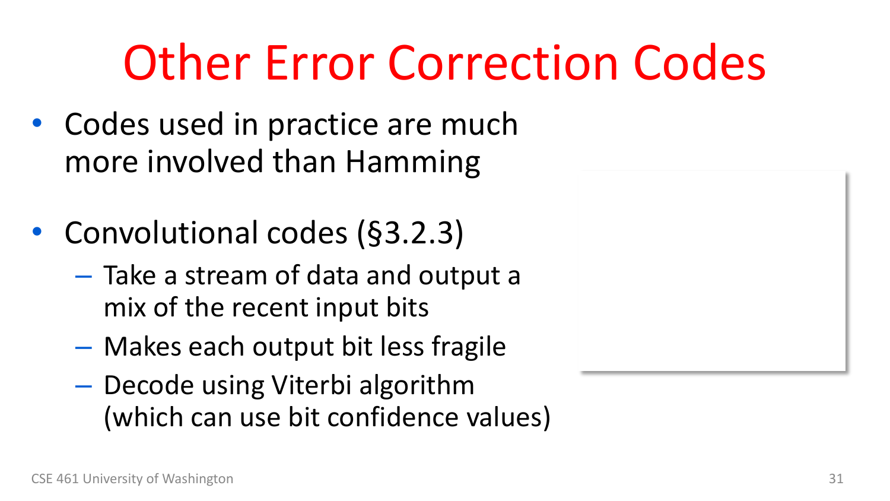# Other Error Correction Codes

- Codes used in practice are much more involved than Hamming
- Convolutional codes (§3.2.3)
  - Take a stream of data and output a mix of the recent input bits
  - Makes each output bit less fragile
  - Decode using Viterbi algorithm (which can use bit confidence values)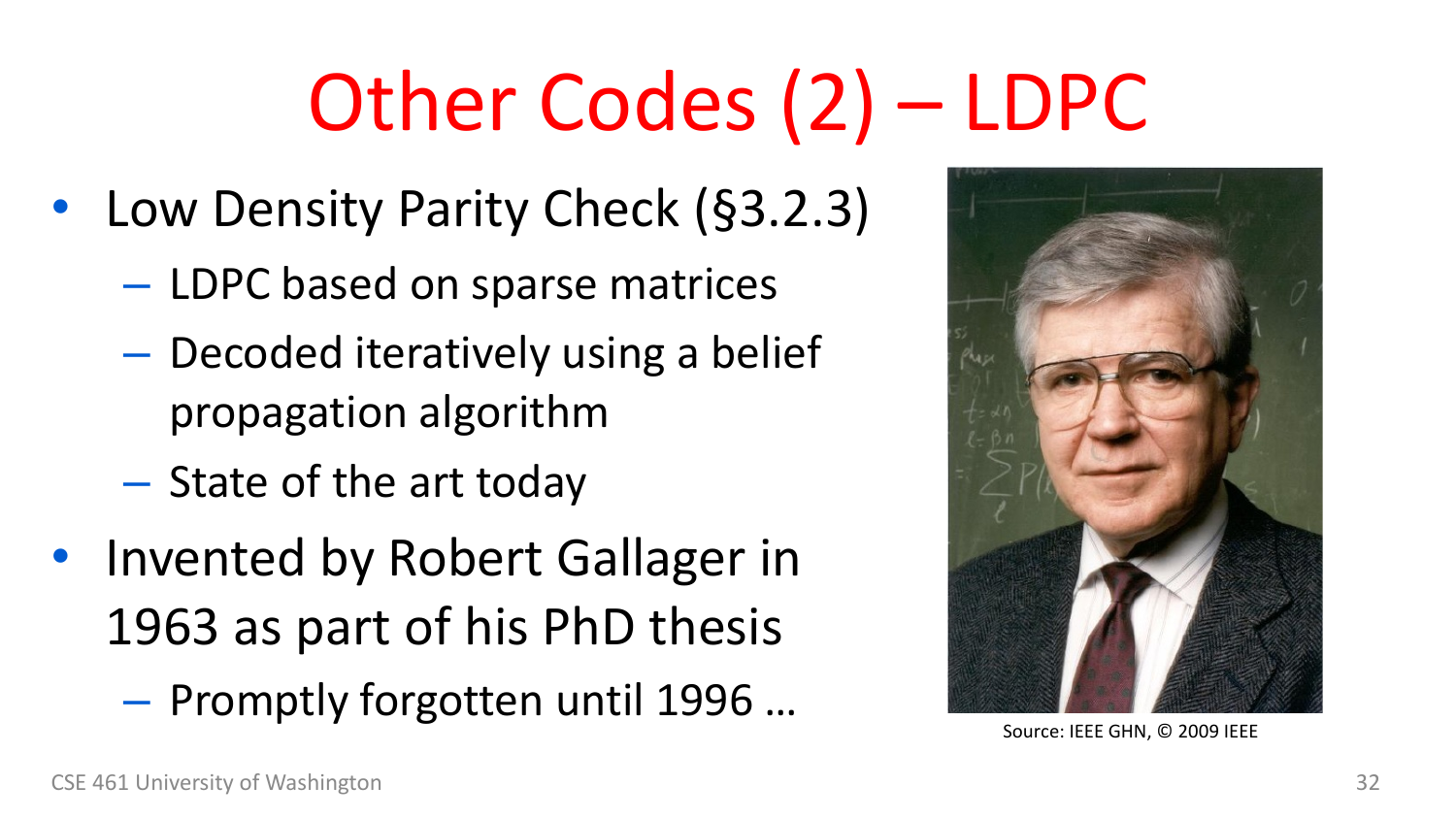# Other Codes (2) – LDPC

- Low Density Parity Check (§3.2.3)
  - LDPC based on sparse matrices
  - Decoded iteratively using a belief propagation algorithm
  - State of the art today
- Invented by Robert Gallager in 1963 as part of his PhD thesis
  - Promptly forgotten until 1996 …

Source: IEEE GHN, © 2009 IEEE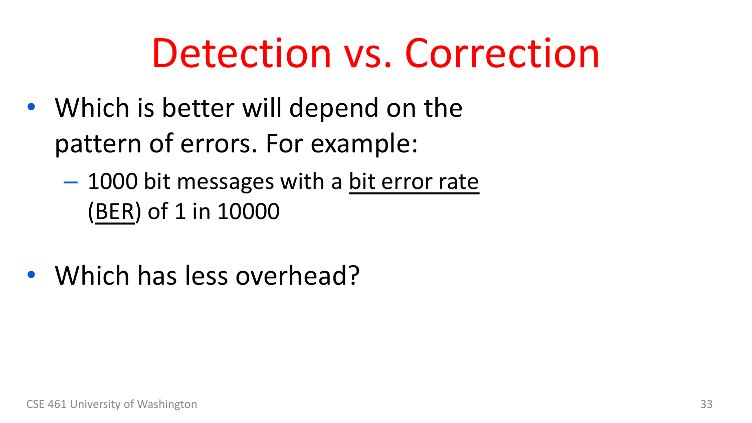# Detection vs. Correction

- Which is better will depend on the pattern of errors. For example:
  - 1000 bit messages with a bit error rate (BER) of 1 in 10000

- Which has less overhead?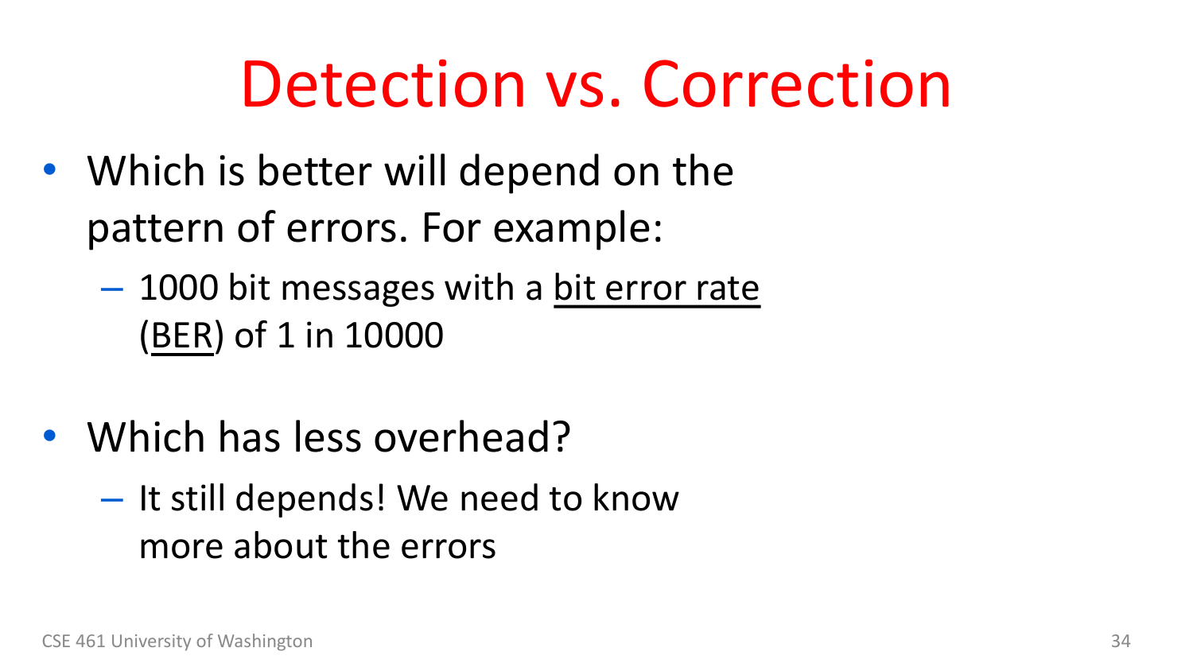# Detection vs. Correction

- Which is better will depend on the pattern of errors. For example:
  - 1000 bit messages with a bit error rate (BER) of 1 in 10000

- Which has less overhead?
  - It still depends! We need to know more about the errors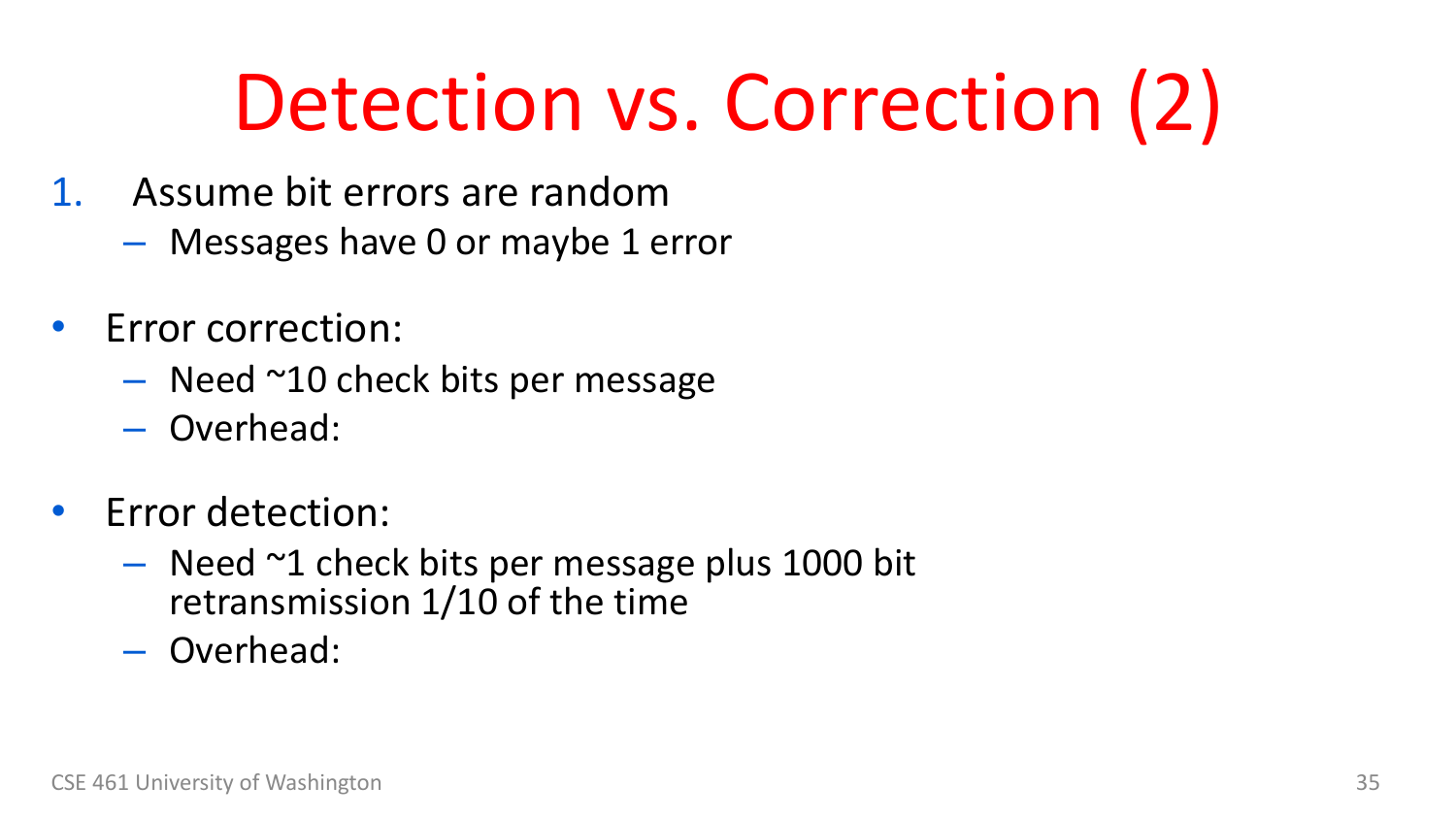# Detection vs. Correction (2)

1. Assume bit errors are random
   - Messages have 0 or maybe 1 error

- Error correction:
  - Need ~10 check bits per message
  - Overhead:

- Error detection:
  - Need ~1 check bits per message plus 1000 bit retransmission 1/10 of the time
  - Overhead: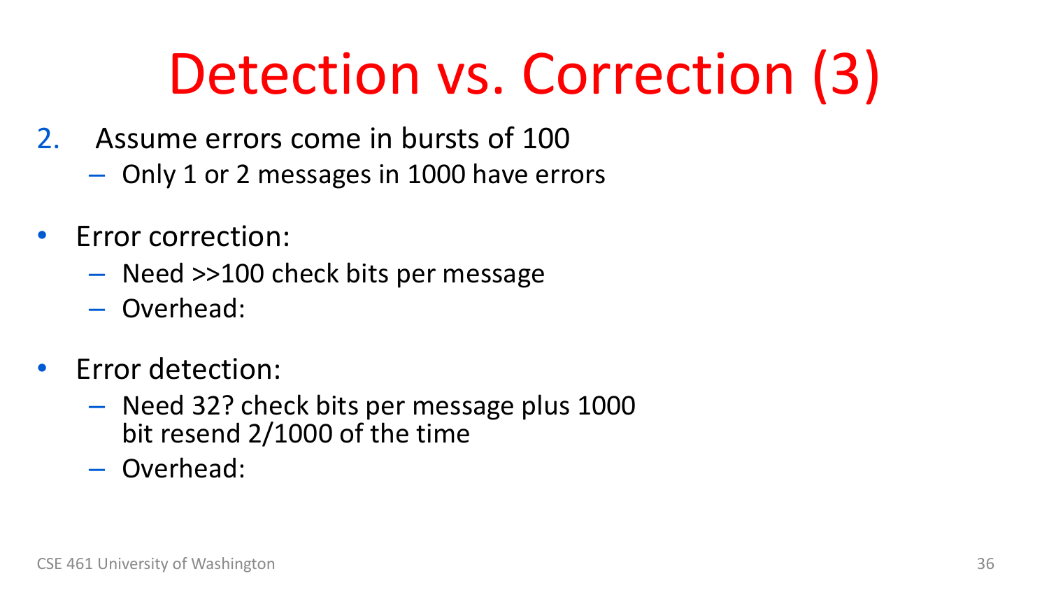# Detection vs. Correction (3)

2. Assume errors come in bursts of 100
   - Only 1 or 2 messages in 1000 have errors

- Error correction:
  - Need >>100 check bits per message
  - Overhead:

- Error detection:
  - Need 32? check bits per message plus 1000 bit resend 2/1000 of the time
  - Overhead:

CSE 461 University of Washington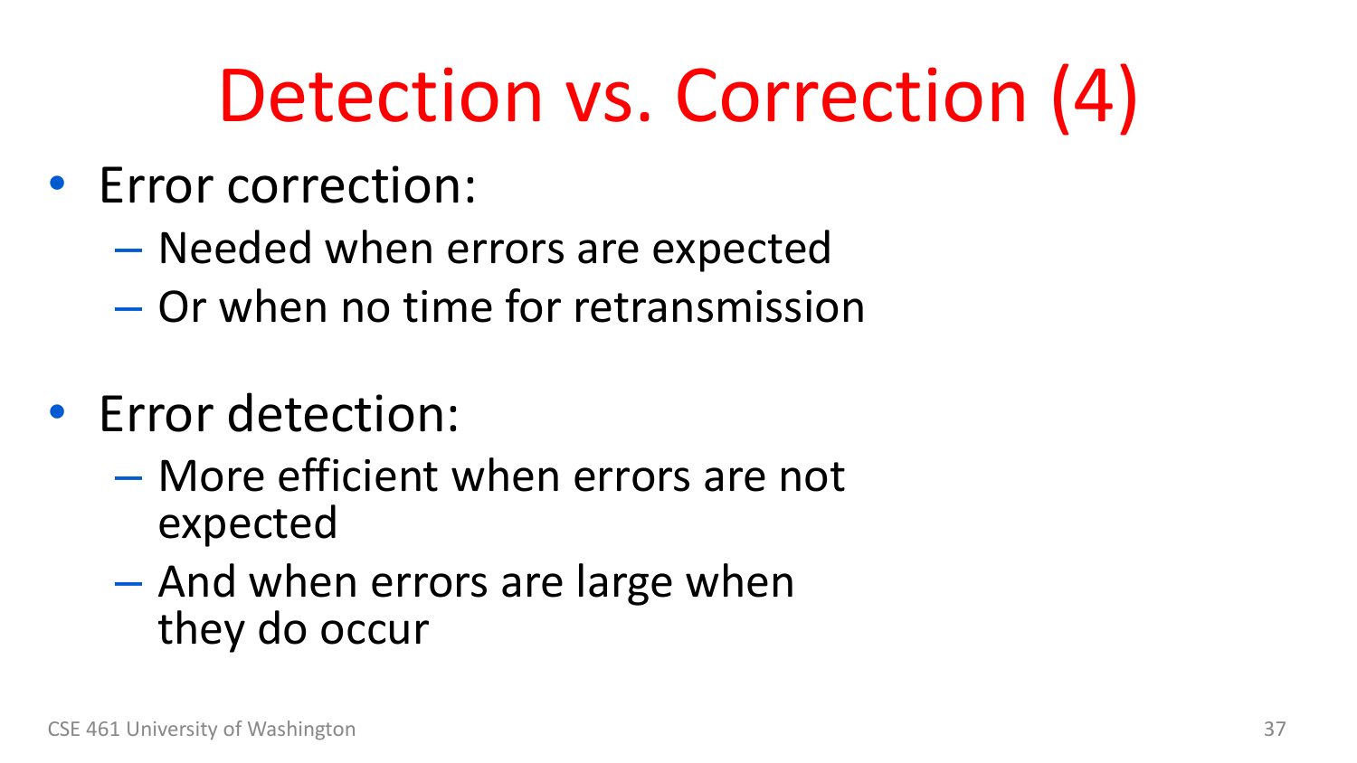# Detection vs. Correction (4)

- Error correction:
  - Needed when errors are expected
  - Or when no time for retransmission
- Error detection:
  - More efficient when errors are not expected
  - And when errors are large when they do occur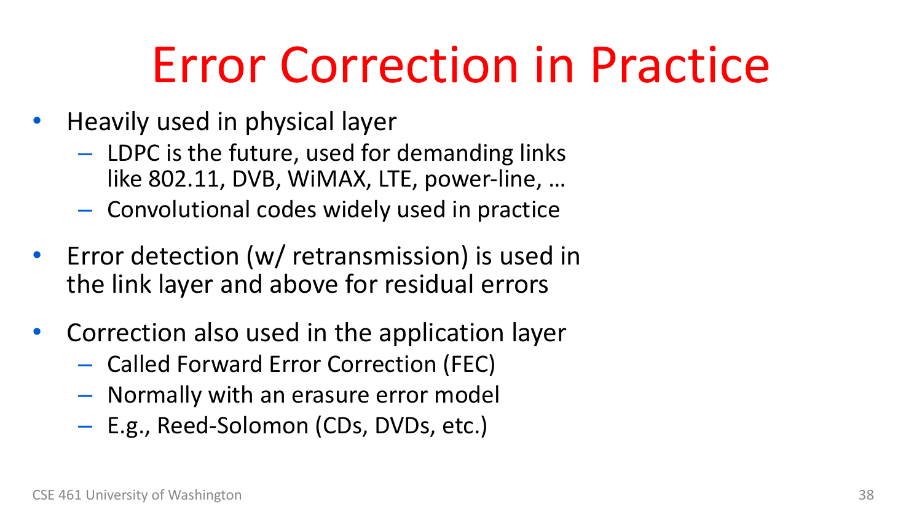# Error Correction in Practice

- Heavily used in physical layer
  - LDPC is the future, used for demanding links like 802.11, DVB, WiMAX, LTE, power-line, …
  - Convolutional codes widely used in practice
- Error detection (w/ retransmission) is used in the link layer and above for residual errors
- Correction also used in the application layer
  - Called Forward Error Correction (FEC)
  - Normally with an erasure error model
  - E.g., Reed-Solomon (CDs, DVDs, etc.)